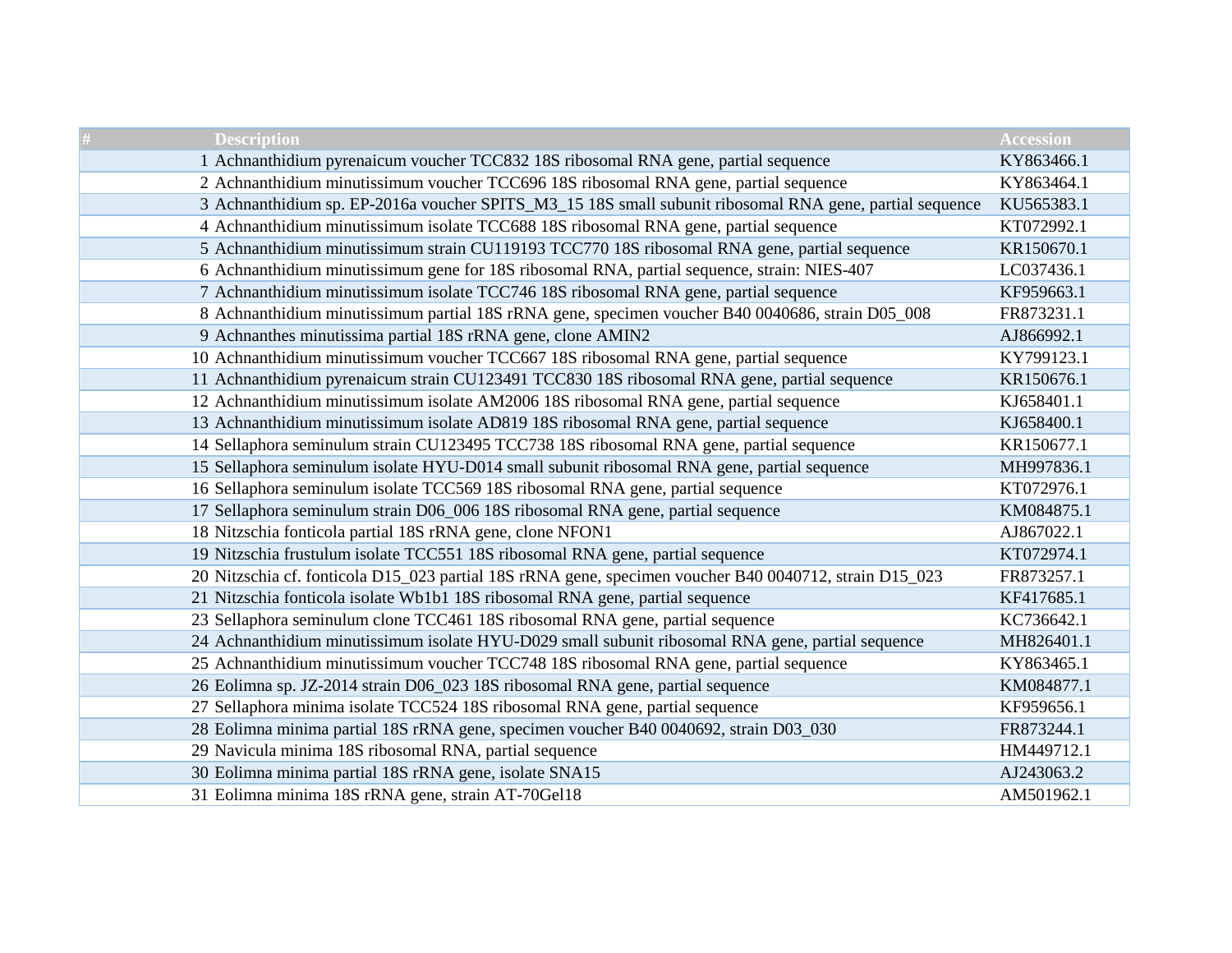| # | Description | Accession |
|---|---|---|
| 1 | Achnanthidium pyrenaicum voucher TCC832 18S ribosomal RNA gene, partial sequence | KY863466.1 |
| 2 | Achnanthidium minutissimum voucher TCC696 18S ribosomal RNA gene, partial sequence | KY863464.1 |
| 3 | Achnanthidium sp. EP-2016a voucher SPITS_M3_15 18S small subunit ribosomal RNA gene, partial sequence | KU565383.1 |
| 4 | Achnanthidium minutissimum isolate TCC688 18S ribosomal RNA gene, partial sequence | KT072992.1 |
| 5 | Achnanthidium minutissimum strain CU119193 TCC770 18S ribosomal RNA gene, partial sequence | KR150670.1 |
| 6 | Achnanthidium minutissimum gene for 18S ribosomal RNA, partial sequence, strain: NIES-407 | LC037436.1 |
| 7 | Achnanthidium minutissimum isolate TCC746 18S ribosomal RNA gene, partial sequence | KF959663.1 |
| 8 | Achnanthidium minutissimum partial 18S rRNA gene, specimen voucher B40 0040686, strain D05_008 | FR873231.1 |
| 9 | Achnanthes minutissima partial 18S rRNA gene, clone AMIN2 | AJ866992.1 |
| 10 | Achnanthidium minutissimum voucher TCC667 18S ribosomal RNA gene, partial sequence | KY799123.1 |
| 11 | Achnanthidium pyrenaicum strain CU123491 TCC830 18S ribosomal RNA gene, partial sequence | KR150676.1 |
| 12 | Achnanthidium minutissimum isolate AM2006 18S ribosomal RNA gene, partial sequence | KJ658401.1 |
| 13 | Achnanthidium minutissimum isolate AD819 18S ribosomal RNA gene, partial sequence | KJ658400.1 |
| 14 | Sellaphora seminulum strain CU123495 TCC738 18S ribosomal RNA gene, partial sequence | KR150677.1 |
| 15 | Sellaphora seminulum isolate HYU-D014 small subunit ribosomal RNA gene, partial sequence | MH997836.1 |
| 16 | Sellaphora seminulum isolate TCC569 18S ribosomal RNA gene, partial sequence | KT072976.1 |
| 17 | Sellaphora seminulum strain D06_006 18S ribosomal RNA gene, partial sequence | KM084875.1 |
| 18 | Nitzschia fonticola partial 18S rRNA gene, clone NFON1 | AJ867022.1 |
| 19 | Nitzschia frustulum isolate TCC551 18S ribosomal RNA gene, partial sequence | KT072974.1 |
| 20 | Nitzschia cf. fonticola D15_023 partial 18S rRNA gene, specimen voucher B40 0040712, strain D15_023 | FR873257.1 |
| 21 | Nitzschia fonticola isolate Wb1b1 18S ribosomal RNA gene, partial sequence | KF417685.1 |
| 23 | Sellaphora seminulum clone TCC461 18S ribosomal RNA gene, partial sequence | KC736642.1 |
| 24 | Achnanthidium minutissimum isolate HYU-D029 small subunit ribosomal RNA gene, partial sequence | MH826401.1 |
| 25 | Achnanthidium minutissimum voucher TCC748 18S ribosomal RNA gene, partial sequence | KY863465.1 |
| 26 | Eolimna sp. JZ-2014 strain D06_023 18S ribosomal RNA gene, partial sequence | KM084877.1 |
| 27 | Sellaphora minima isolate TCC524 18S ribosomal RNA gene, partial sequence | KF959656.1 |
| 28 | Eolimna minima partial 18S rRNA gene, specimen voucher B40 0040692, strain D03_030 | FR873244.1 |
| 29 | Navicula minima 18S ribosomal RNA, partial sequence | HM449712.1 |
| 30 | Eolimna minima partial 18S rRNA gene, isolate SNA15 | AJ243063.2 |
| 31 | Eolimna minima 18S rRNA gene, strain AT-70Gel18 | AM501962.1 |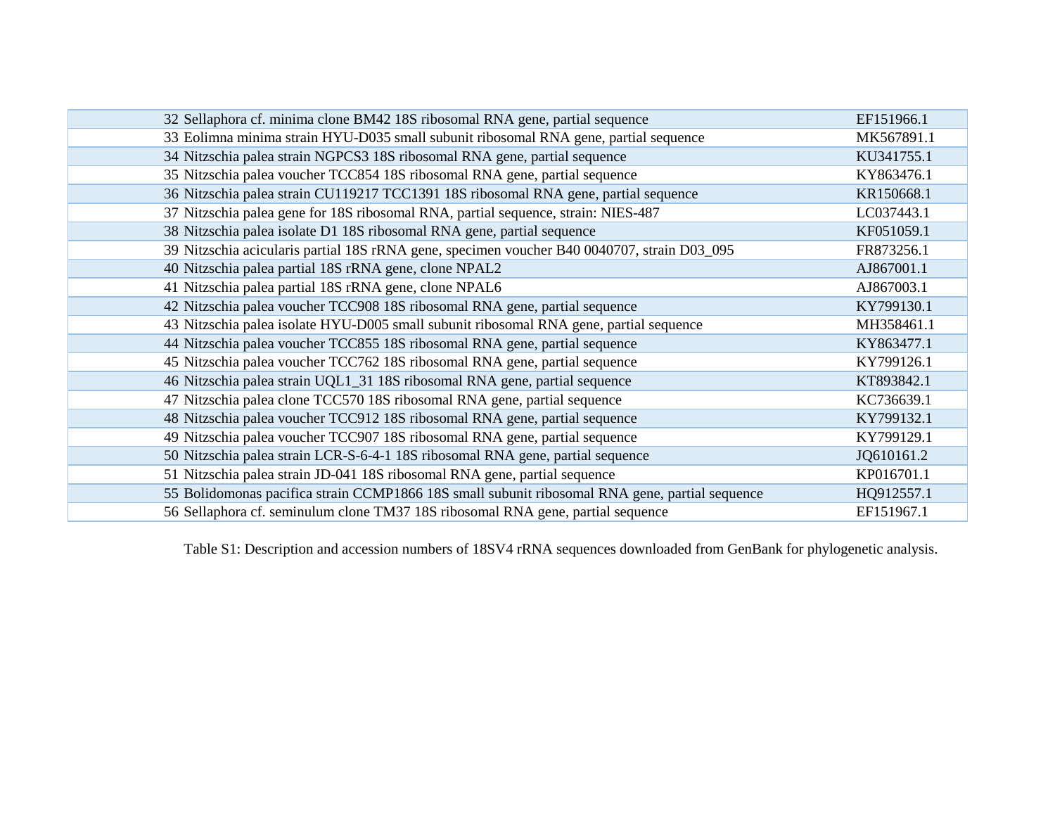| | | |
|---|---|---|
| 32 | Sellaphora cf. minima clone BM42 18S ribosomal RNA gene, partial sequence | EF151966.1 |
| 33 | Eolimna minima strain HYU-D035 small subunit ribosomal RNA gene, partial sequence | MK567891.1 |
| 34 | Nitzschia palea strain NGPCS3 18S ribosomal RNA gene, partial sequence | KU341755.1 |
| 35 | Nitzschia palea voucher TCC854 18S ribosomal RNA gene, partial sequence | KY863476.1 |
| 36 | Nitzschia palea strain CU119217 TCC1391 18S ribosomal RNA gene, partial sequence | KR150668.1 |
| 37 | Nitzschia palea gene for 18S ribosomal RNA, partial sequence, strain: NIES-487 | LC037443.1 |
| 38 | Nitzschia palea isolate D1 18S ribosomal RNA gene, partial sequence | KF051059.1 |
| 39 | Nitzschia acicularis partial 18S rRNA gene, specimen voucher B40 0040707, strain D03_095 | FR873256.1 |
| 40 | Nitzschia palea partial 18S rRNA gene, clone NPAL2 | AJ867001.1 |
| 41 | Nitzschia palea partial 18S rRNA gene, clone NPAL6 | AJ867003.1 |
| 42 | Nitzschia palea voucher TCC908 18S ribosomal RNA gene, partial sequence | KY799130.1 |
| 43 | Nitzschia palea isolate HYU-D005 small subunit ribosomal RNA gene, partial sequence | MH358461.1 |
| 44 | Nitzschia palea voucher TCC855 18S ribosomal RNA gene, partial sequence | KY863477.1 |
| 45 | Nitzschia palea voucher TCC762 18S ribosomal RNA gene, partial sequence | KY799126.1 |
| 46 | Nitzschia palea strain UQL1_31 18S ribosomal RNA gene, partial sequence | KT893842.1 |
| 47 | Nitzschia palea clone TCC570 18S ribosomal RNA gene, partial sequence | KC736639.1 |
| 48 | Nitzschia palea voucher TCC912 18S ribosomal RNA gene, partial sequence | KY799132.1 |
| 49 | Nitzschia palea voucher TCC907 18S ribosomal RNA gene, partial sequence | KY799129.1 |
| 50 | Nitzschia palea strain LCR-S-6-4-1 18S ribosomal RNA gene, partial sequence | JQ610161.2 |
| 51 | Nitzschia palea strain JD-041 18S ribosomal RNA gene, partial sequence | KP016701.1 |
| 55 | Bolidomonas pacifica strain CCMP1866 18S small subunit ribosomal RNA gene, partial sequence | HQ912557.1 |
| 56 | Sellaphora cf. seminulum clone TM37 18S ribosomal RNA gene, partial sequence | EF151967.1 |

Table S1: Description and accession numbers of 18SV4 rRNA sequences downloaded from GenBank for phylogenetic analysis.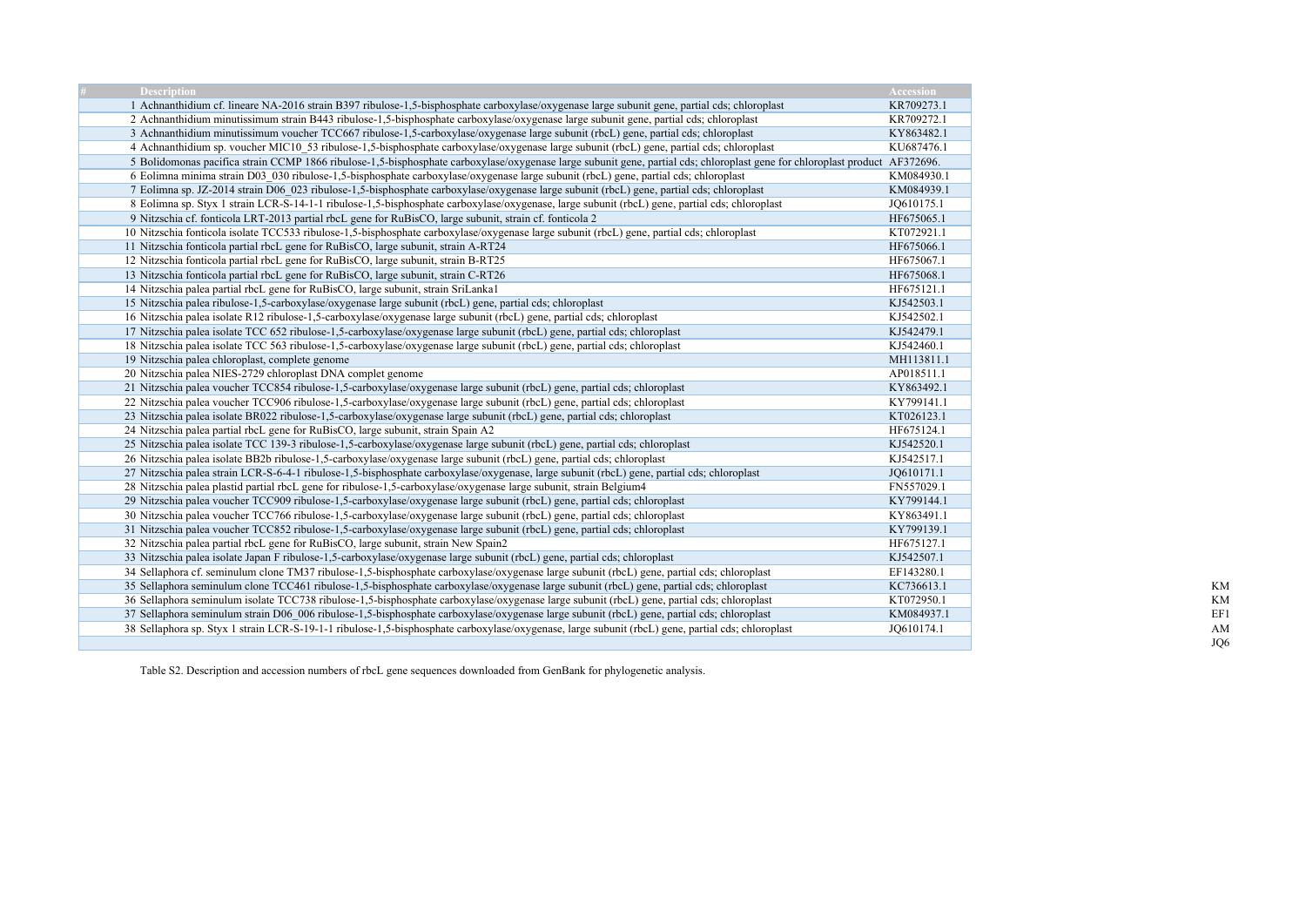| # | Description | Accession |
|---|---|---|
| 1 | Achnanthidium cf. lineare NA-2016 strain B397 ribulose-1,5-bisphosphate carboxylase/oxygenase large subunit gene, partial cds; chloroplast | KR709273.1 |
| 2 | Achnanthidium minutissimum strain B443 ribulose-1,5-bisphosphate carboxylase/oxygenase large subunit gene, partial cds; chloroplast | KR709272.1 |
| 3 | Achnanthidium minutissimum voucher TCC667 ribulose-1,5-carboxylase/oxygenase large subunit (rbcL) gene, partial cds; chloroplast | KY863482.1 |
| 4 | Achnanthidium sp. voucher MIC10_53 ribulose-1,5-bisphosphate carboxylase/oxygenase large subunit (rbcL) gene, partial cds; chloroplast | KU687476.1 |
| 5 | Bolidomonas pacifica strain CCMP 1866 ribulose-1,5-bisphosphate carboxylase/oxygenase large subunit gene, partial cds; chloroplast gene for chloroplast product | AF372696. |
| 6 | Eolimna minima strain D03_030 ribulose-1,5-bisphosphate carboxylase/oxygenase large subunit (rbcL) gene, partial cds; chloroplast | KM084930.1 |
| 7 | Eolimna sp. JZ-2014 strain D06_023 ribulose-1,5-bisphosphate carboxylase/oxygenase large subunit (rbcL) gene, partial cds; chloroplast | KM084939.1 |
| 8 | Eolimna sp. Styx 1 strain LCR-S-14-1-1 ribulose-1,5-bisphosphate carboxylase/oxygenase, large subunit (rbcL) gene, partial cds; chloroplast | JQ610175.1 |
| 9 | Nitzschia cf. fonticola LRT-2013 partial rbcL gene for RuBisCO, large subunit, strain cf. fonticola 2 | HF675065.1 |
| 10 | Nitzschia fonticola isolate TCC533 ribulose-1,5-bisphosphate carboxylase/oxygenase large subunit (rbcL) gene, partial cds; chloroplast | KT072921.1 |
| 11 | Nitzschia fonticola partial rbcL gene for RuBisCO, large subunit, strain A-RT24 | HF675066.1 |
| 12 | Nitzschia fonticola partial rbcL gene for RuBisCO, large subunit, strain B-RT25 | HF675067.1 |
| 13 | Nitzschia fonticola partial rbcL gene for RuBisCO, large subunit, strain C-RT26 | HF675068.1 |
| 14 | Nitzschia palea partial rbcL gene for RuBisCO, large subunit, strain SriLanka1 | HF675121.1 |
| 15 | Nitzschia palea ribulose-1,5-carboxylase/oxygenase large subunit (rbcL) gene, partial cds; chloroplast | KJ542503.1 |
| 16 | Nitzschia palea isolate R12 ribulose-1,5-carboxylase/oxygenase large subunit (rbcL) gene, partial cds; chloroplast | KJ542502.1 |
| 17 | Nitzschia palea isolate TCC 652 ribulose-1,5-carboxylase/oxygenase large subunit (rbcL) gene, partial cds; chloroplast | KJ542479.1 |
| 18 | Nitzschia palea isolate TCC 563 ribulose-1,5-carboxylase/oxygenase large subunit (rbcL) gene, partial cds; chloroplast | KJ542460.1 |
| 19 | Nitzschia palea chloroplast, complete genome | MH113811.1 |
| 20 | Nitzschia palea NIES-2729 chloroplast DNA complet genome | AP018511.1 |
| 21 | Nitzschia palea voucher TCC854 ribulose-1,5-carboxylase/oxygenase large subunit (rbcL) gene, partial cds; chloroplast | KY863492.1 |
| 22 | Nitzschia palea voucher TCC906 ribulose-1,5-carboxylase/oxygenase large subunit (rbcL) gene, partial cds; chloroplast | KY799141.1 |
| 23 | Nitzschia palea isolate BR022 ribulose-1,5-carboxylase/oxygenase large subunit (rbcL) gene, partial cds; chloroplast | KT026123.1 |
| 24 | Nitzschia palea partial rbcL gene for RuBisCO, large subunit, strain Spain A2 | HF675124.1 |
| 25 | Nitzschia palea isolate TCC 139-3 ribulose-1,5-carboxylase/oxygenase large subunit (rbcL) gene, partial cds; chloroplast | KJ542520.1 |
| 26 | Nitzschia palea isolate BB2b ribulose-1,5-carboxylase/oxygenase large subunit (rbcL) gene, partial cds; chloroplast | KJ542517.1 |
| 27 | Nitzschia palea strain LCR-S-6-4-1 ribulose-1,5-bisphosphate carboxylase/oxygenase, large subunit (rbcL) gene, partial cds; chloroplast | JQ610171.1 |
| 28 | Nitzschia palea plastid partial rbcL gene for ribulose-1,5-carboxylase/oxygenase large subunit, strain Belgium4 | FN557029.1 |
| 29 | Nitzschia palea voucher TCC909 ribulose-1,5-carboxylase/oxygenase large subunit (rbcL) gene, partial cds; chloroplast | KY799144.1 |
| 30 | Nitzschia palea voucher TCC766 ribulose-1,5-carboxylase/oxygenase large subunit (rbcL) gene, partial cds; chloroplast | KY863491.1 |
| 31 | Nitzschia palea voucher TCC852 ribulose-1,5-carboxylase/oxygenase large subunit (rbcL) gene, partial cds; chloroplast | KY799139.1 |
| 32 | Nitzschia palea partial rbcL gene for RuBisCO, large subunit, strain New Spain2 | HF675127.1 |
| 33 | Nitzschia palea isolate Japan F ribulose-1,5-carboxylase/oxygenase large subunit (rbcL) gene, partial cds; chloroplast | KJ542507.1 |
| 34 | Sellaphora cf. seminulum clone TM37 ribulose-1,5-bisphosphate carboxylase/oxygenase large subunit (rbcL) gene, partial cds; chloroplast | EF143280.1 |
| 35 | Sellaphora seminulum clone TCC461 ribulose-1,5-bisphosphate carboxylase/oxygenase large subunit (rbcL) gene, partial cds; chloroplast | KC736613.1 |
| 36 | Sellaphora seminulum isolate TCC738 ribulose-1,5-bisphosphate carboxylase/oxygenase large subunit (rbcL) gene, partial cds; chloroplast | KT072950.1 |
| 37 | Sellaphora seminulum strain D06_006 ribulose-1,5-bisphosphate carboxylase/oxygenase large subunit (rbcL) gene, partial cds; chloroplast | KM084937.1 |
| 38 | Sellaphora sp. Styx 1 strain LCR-S-19-1-1 ribulose-1,5-bisphosphate carboxylase/oxygenase, large subunit (rbcL) gene, partial cds; chloroplast | JQ610174.1 |

KM
KM
EF1
AM
JQ6

Table S2. Description and accession numbers of rbcL gene sequences downloaded from GenBank for phylogenetic analysis.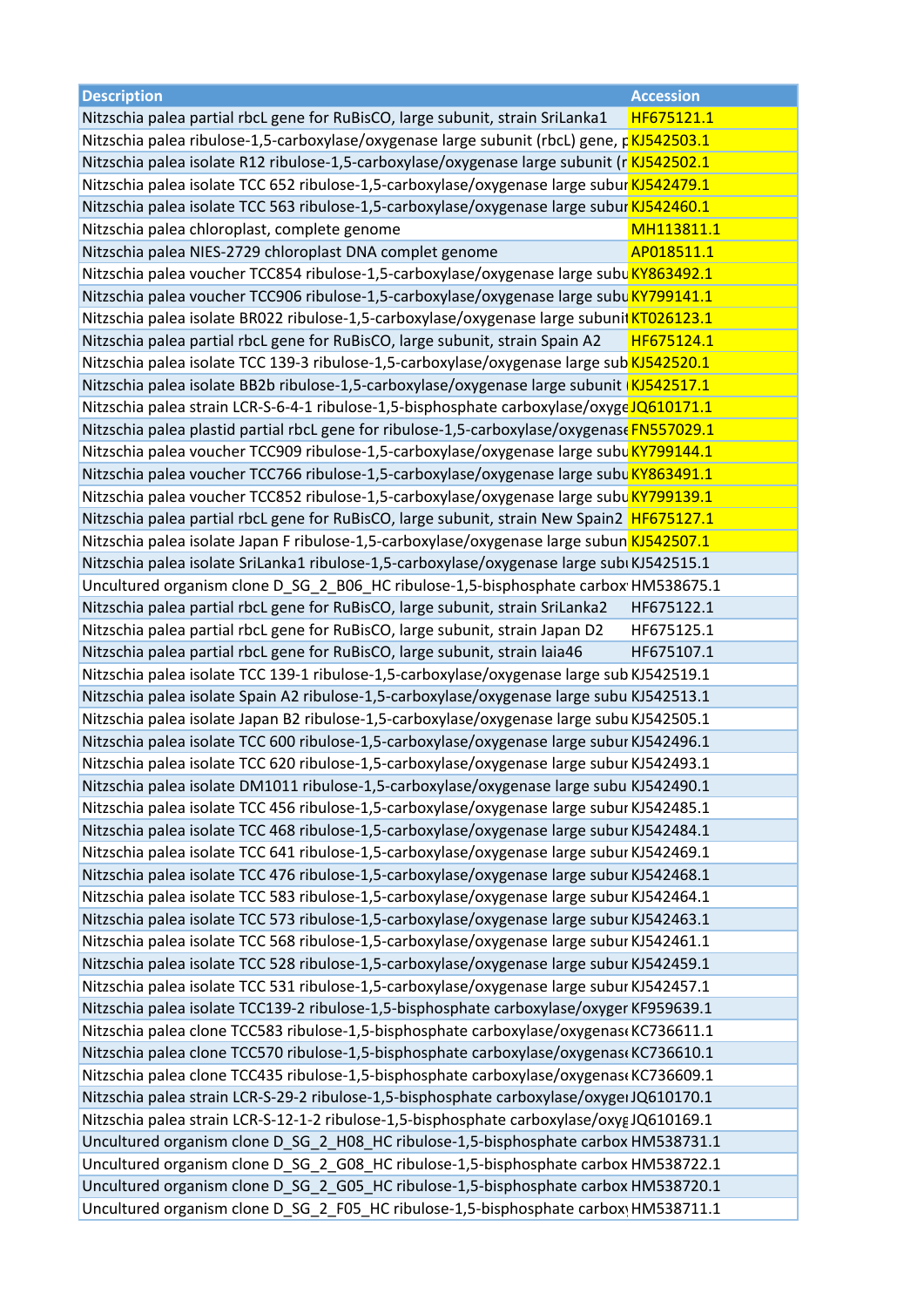| Description | Accession |
| --- | --- |
| Nitzschia palea partial rbcL gene for RuBisCO, large subunit, strain SriLanka1 | HF675121.1 |
| Nitzschia palea ribulose-1,5-carboxylase/oxygenase large subunit (rbcL) gene, p | KJ542503.1 |
| Nitzschia palea isolate R12 ribulose-1,5-carboxylase/oxygenase large subunit (r | KJ542502.1 |
| Nitzschia palea isolate TCC 652 ribulose-1,5-carboxylase/oxygenase large subur | KJ542479.1 |
| Nitzschia palea isolate TCC 563 ribulose-1,5-carboxylase/oxygenase large subur | KJ542460.1 |
| Nitzschia palea chloroplast, complete genome | MH113811.1 |
| Nitzschia palea NIES-2729 chloroplast DNA complet genome | AP018511.1 |
| Nitzschia palea voucher TCC854 ribulose-1,5-carboxylase/oxygenase large subu | KY863492.1 |
| Nitzschia palea voucher TCC906 ribulose-1,5-carboxylase/oxygenase large subu | KY799141.1 |
| Nitzschia palea isolate BR022 ribulose-1,5-carboxylase/oxygenase large subunit | KT026123.1 |
| Nitzschia palea partial rbcL gene for RuBisCO, large subunit, strain Spain A2 | HF675124.1 |
| Nitzschia palea isolate TCC 139-3 ribulose-1,5-carboxylase/oxygenase large sub | KJ542520.1 |
| Nitzschia palea isolate BB2b ribulose-1,5-carboxylase/oxygenase large subunit ( | KJ542517.1 |
| Nitzschia palea strain LCR-S-6-4-1 ribulose-1,5-bisphosphate carboxylase/oxyge | JQ610171.1 |
| Nitzschia palea plastid partial rbcL gene for ribulose-1,5-carboxylase/oxygenase | FN557029.1 |
| Nitzschia palea voucher TCC909 ribulose-1,5-carboxylase/oxygenase large subu | KY799144.1 |
| Nitzschia palea voucher TCC766 ribulose-1,5-carboxylase/oxygenase large subu | KY863491.1 |
| Nitzschia palea voucher TCC852 ribulose-1,5-carboxylase/oxygenase large subu | KY799139.1 |
| Nitzschia palea partial rbcL gene for RuBisCO, large subunit, strain New Spain2 | HF675127.1 |
| Nitzschia palea isolate Japan F ribulose-1,5-carboxylase/oxygenase large subun | KJ542507.1 |
| Nitzschia palea isolate SriLanka1 ribulose-1,5-carboxylase/oxygenase large subı | KJ542515.1 |
| Uncultured organism clone D_SG_2_B06_HC ribulose-1,5-bisphosphate carbox | HM538675.1 |
| Nitzschia palea partial rbcL gene for RuBisCO, large subunit, strain SriLanka2 | HF675122.1 |
| Nitzschia palea partial rbcL gene for RuBisCO, large subunit, strain Japan D2 | HF675125.1 |
| Nitzschia palea partial rbcL gene for RuBisCO, large subunit, strain laia46 | HF675107.1 |
| Nitzschia palea isolate TCC 139-1 ribulose-1,5-carboxylase/oxygenase large sub | KJ542519.1 |
| Nitzschia palea isolate Spain A2 ribulose-1,5-carboxylase/oxygenase large subu | KJ542513.1 |
| Nitzschia palea isolate Japan B2 ribulose-1,5-carboxylase/oxygenase large subu | KJ542505.1 |
| Nitzschia palea isolate TCC 600 ribulose-1,5-carboxylase/oxygenase large subur | KJ542496.1 |
| Nitzschia palea isolate TCC 620 ribulose-1,5-carboxylase/oxygenase large subur | KJ542493.1 |
| Nitzschia palea isolate DM1011 ribulose-1,5-carboxylase/oxygenase large subu | KJ542490.1 |
| Nitzschia palea isolate TCC 456 ribulose-1,5-carboxylase/oxygenase large subur | KJ542485.1 |
| Nitzschia palea isolate TCC 468 ribulose-1,5-carboxylase/oxygenase large subur | KJ542484.1 |
| Nitzschia palea isolate TCC 641 ribulose-1,5-carboxylase/oxygenase large subur | KJ542469.1 |
| Nitzschia palea isolate TCC 476 ribulose-1,5-carboxylase/oxygenase large subur | KJ542468.1 |
| Nitzschia palea isolate TCC 583 ribulose-1,5-carboxylase/oxygenase large subur | KJ542464.1 |
| Nitzschia palea isolate TCC 573 ribulose-1,5-carboxylase/oxygenase large subur | KJ542463.1 |
| Nitzschia palea isolate TCC 568 ribulose-1,5-carboxylase/oxygenase large subur | KJ542461.1 |
| Nitzschia palea isolate TCC 528 ribulose-1,5-carboxylase/oxygenase large subur | KJ542459.1 |
| Nitzschia palea isolate TCC 531 ribulose-1,5-carboxylase/oxygenase large subur | KJ542457.1 |
| Nitzschia palea isolate TCC139-2 ribulose-1,5-bisphosphate carboxylase/oxyger | KF959639.1 |
| Nitzschia palea clone TCC583 ribulose-1,5-bisphosphate carboxylase/oxygenase | KC736611.1 |
| Nitzschia palea clone TCC570 ribulose-1,5-bisphosphate carboxylase/oxygenase | KC736610.1 |
| Nitzschia palea clone TCC435 ribulose-1,5-bisphosphate carboxylase/oxygenase | KC736609.1 |
| Nitzschia palea strain LCR-S-29-2 ribulose-1,5-bisphosphate carboxylase/oxyge | JQ610170.1 |
| Nitzschia palea strain LCR-S-12-1-2 ribulose-1,5-bisphosphate carboxylase/oxyg | JQ610169.1 |
| Uncultured organism clone D_SG_2_H08_HC ribulose-1,5-bisphosphate carbox | HM538731.1 |
| Uncultured organism clone D_SG_2_G08_HC ribulose-1,5-bisphosphate carbox | HM538722.1 |
| Uncultured organism clone D_SG_2_G05_HC ribulose-1,5-bisphosphate carbox | HM538720.1 |
| Uncultured organism clone D_SG_2_F05_HC ribulose-1,5-bisphosphate carbox | HM538711.1 |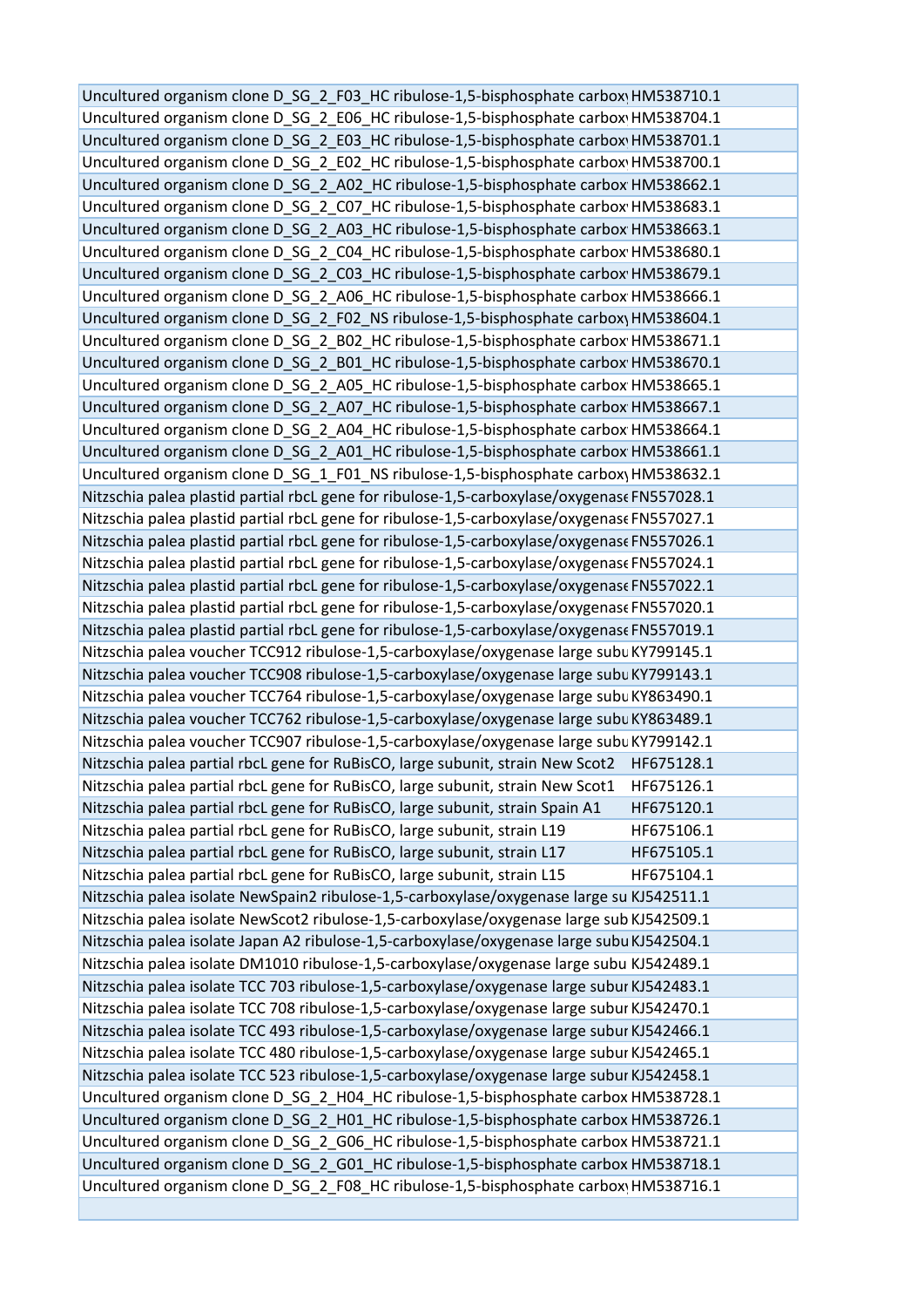| | |
|---|---|
| Uncultured organism clone D_SG_2_F03_HC ribulose-1,5-bisphosphate carbox | HM538710.1 |
| Uncultured organism clone D_SG_2_E06_HC ribulose-1,5-bisphosphate carbox | HM538704.1 |
| Uncultured organism clone D_SG_2_E03_HC ribulose-1,5-bisphosphate carbox | HM538701.1 |
| Uncultured organism clone D_SG_2_E02_HC ribulose-1,5-bisphosphate carbox | HM538700.1 |
| Uncultured organism clone D_SG_2_A02_HC ribulose-1,5-bisphosphate carbox | HM538662.1 |
| Uncultured organism clone D_SG_2_C07_HC ribulose-1,5-bisphosphate carbox | HM538683.1 |
| Uncultured organism clone D_SG_2_A03_HC ribulose-1,5-bisphosphate carbox | HM538663.1 |
| Uncultured organism clone D_SG_2_C04_HC ribulose-1,5-bisphosphate carbox | HM538680.1 |
| Uncultured organism clone D_SG_2_C03_HC ribulose-1,5-bisphosphate carbox | HM538679.1 |
| Uncultured organism clone D_SG_2_A06_HC ribulose-1,5-bisphosphate carbox | HM538666.1 |
| Uncultured organism clone D_SG_2_F02_NS ribulose-1,5-bisphosphate carbox | HM538604.1 |
| Uncultured organism clone D_SG_2_B02_HC ribulose-1,5-bisphosphate carbox | HM538671.1 |
| Uncultured organism clone D_SG_2_B01_HC ribulose-1,5-bisphosphate carbox | HM538670.1 |
| Uncultured organism clone D_SG_2_A05_HC ribulose-1,5-bisphosphate carbox | HM538665.1 |
| Uncultured organism clone D_SG_2_A07_HC ribulose-1,5-bisphosphate carbox | HM538667.1 |
| Uncultured organism clone D_SG_2_A04_HC ribulose-1,5-bisphosphate carbox | HM538664.1 |
| Uncultured organism clone D_SG_2_A01_HC ribulose-1,5-bisphosphate carbox | HM538661.1 |
| Uncultured organism clone D_SG_1_F01_NS ribulose-1,5-bisphosphate carbox | HM538632.1 |
| Nitzschia palea plastid partial rbcL gene for ribulose-1,5-carboxylase/oxygenase | FN557028.1 |
| Nitzschia palea plastid partial rbcL gene for ribulose-1,5-carboxylase/oxygenase | FN557027.1 |
| Nitzschia palea plastid partial rbcL gene for ribulose-1,5-carboxylase/oxygenase | FN557026.1 |
| Nitzschia palea plastid partial rbcL gene for ribulose-1,5-carboxylase/oxygenase | FN557024.1 |
| Nitzschia palea plastid partial rbcL gene for ribulose-1,5-carboxylase/oxygenase | FN557022.1 |
| Nitzschia palea plastid partial rbcL gene for ribulose-1,5-carboxylase/oxygenase | FN557020.1 |
| Nitzschia palea plastid partial rbcL gene for ribulose-1,5-carboxylase/oxygenase | FN557019.1 |
| Nitzschia palea voucher TCC912 ribulose-1,5-carboxylase/oxygenase large subu | KY799145.1 |
| Nitzschia palea voucher TCC908 ribulose-1,5-carboxylase/oxygenase large subu | KY799143.1 |
| Nitzschia palea voucher TCC764 ribulose-1,5-carboxylase/oxygenase large subu | KY863490.1 |
| Nitzschia palea voucher TCC762 ribulose-1,5-carboxylase/oxygenase large subu | KY863489.1 |
| Nitzschia palea voucher TCC907 ribulose-1,5-carboxylase/oxygenase large subu | KY799142.1 |
| Nitzschia palea partial rbcL gene for RuBisCO, large subunit, strain New Scot2 | HF675128.1 |
| Nitzschia palea partial rbcL gene for RuBisCO, large subunit, strain New Scot1 | HF675126.1 |
| Nitzschia palea partial rbcL gene for RuBisCO, large subunit, strain Spain A1 | HF675120.1 |
| Nitzschia palea partial rbcL gene for RuBisCO, large subunit, strain L19 | HF675106.1 |
| Nitzschia palea partial rbcL gene for RuBisCO, large subunit, strain L17 | HF675105.1 |
| Nitzschia palea partial rbcL gene for RuBisCO, large subunit, strain L15 | HF675104.1 |
| Nitzschia palea isolate NewSpain2 ribulose-1,5-carboxylase/oxygenase large su | KJ542511.1 |
| Nitzschia palea isolate NewScot2 ribulose-1,5-carboxylase/oxygenase large sub | KJ542509.1 |
| Nitzschia palea isolate Japan A2 ribulose-1,5-carboxylase/oxygenase large subu | KJ542504.1 |
| Nitzschia palea isolate DM1010 ribulose-1,5-carboxylase/oxygenase large subu | KJ542489.1 |
| Nitzschia palea isolate TCC 703 ribulose-1,5-carboxylase/oxygenase large subur | KJ542483.1 |
| Nitzschia palea isolate TCC 708 ribulose-1,5-carboxylase/oxygenase large subur | KJ542470.1 |
| Nitzschia palea isolate TCC 493 ribulose-1,5-carboxylase/oxygenase large subur | KJ542466.1 |
| Nitzschia palea isolate TCC 480 ribulose-1,5-carboxylase/oxygenase large subur | KJ542465.1 |
| Nitzschia palea isolate TCC 523 ribulose-1,5-carboxylase/oxygenase large subur | KJ542458.1 |
| Uncultured organism clone D_SG_2_H04_HC ribulose-1,5-bisphosphate carbox | HM538728.1 |
| Uncultured organism clone D_SG_2_H01_HC ribulose-1,5-bisphosphate carbox | HM538726.1 |
| Uncultured organism clone D_SG_2_G06_HC ribulose-1,5-bisphosphate carbox | HM538721.1 |
| Uncultured organism clone D_SG_2_G01_HC ribulose-1,5-bisphosphate carbox | HM538718.1 |
| Uncultured organism clone D_SG_2_F08_HC ribulose-1,5-bisphosphate carbox | HM538716.1 |